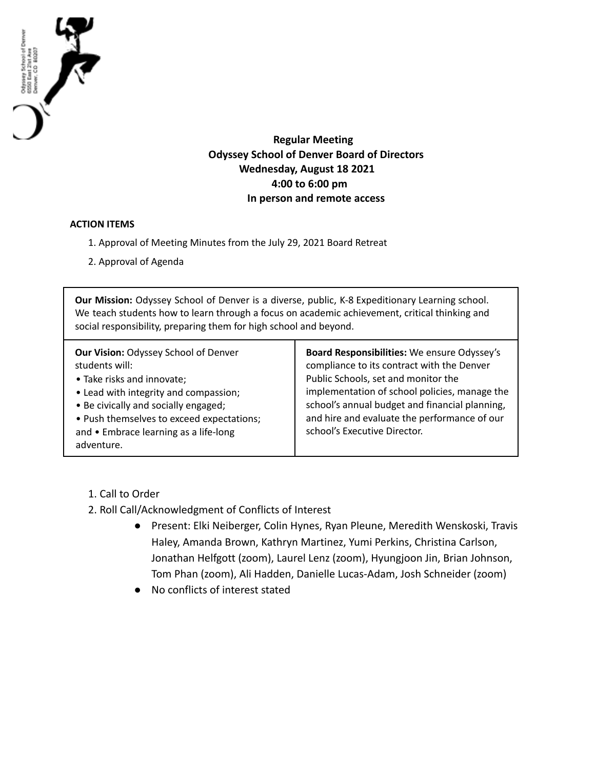**Regular Meeting**
**Odyssey School of Denver Board of Directors**
**Wednesday, August 18 2021**
**4:00 to 6:00 pm**
**In person and remote access**

**ACTION ITEMS**

1. Approval of Meeting Minutes from the July 29, 2021 Board Retreat
2. Approval of Agenda

| **Our Mission:** Odyssey School of Denver is a diverse, public, K-8 Expeditionary Learning school. We teach students how to learn through a focus on academic achievement, critical thinking and social responsibility, preparing them for high school and beyond. | |
|---|---|
| **Our Vision:** Odyssey School of Denver students will:<br>• Take risks and innovate;<br>• Lead with integrity and compassion;<br>• Be civically and socially engaged;<br>• Push themselves to exceed expectations; and • Embrace learning as a life-long adventure. | **Board Responsibilities:** We ensure Odyssey's compliance to its contract with the Denver Public Schools, set and monitor the implementation of school policies, manage the school's annual budget and financial planning, and hire and evaluate the performance of our school's Executive Director. |

1. Call to Order
2. Roll Call/Acknowledgment of Conflicts of Interest
   - Present: Elki Neiberger, Colin Hynes, Ryan Pleune, Meredith Wenskoski, Travis Haley, Amanda Brown, Kathryn Martinez, Yumi Perkins, Christina Carlson, Jonathan Helfgott (zoom), Laurel Lenz (zoom), Hyungjoon Jin, Brian Johnson, Tom Phan (zoom), Ali Hadden, Danielle Lucas-Adam, Josh Schneider (zoom)
   - No conflicts of interest stated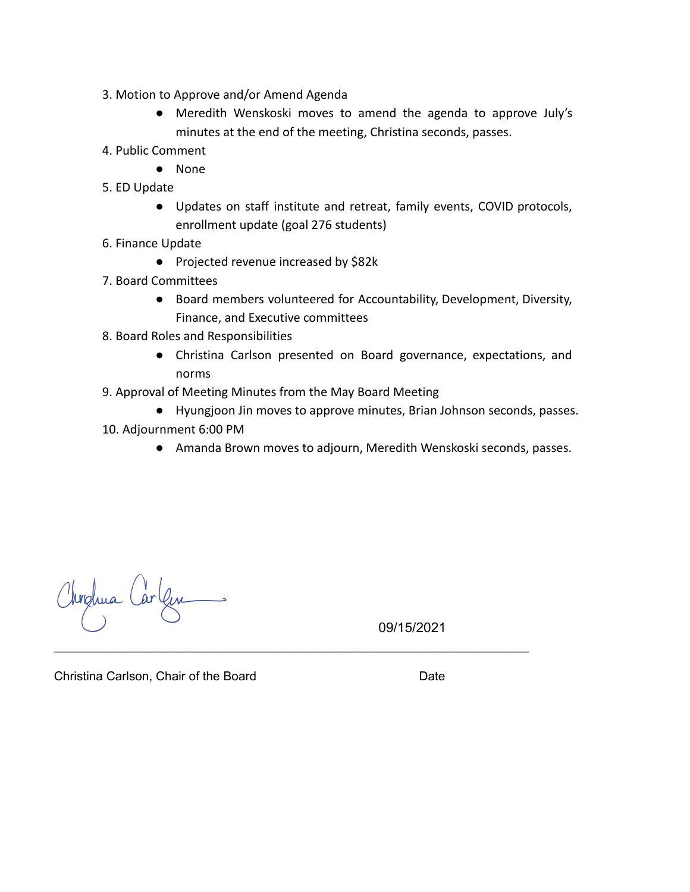3. Motion to Approve and/or Amend Agenda
    - Meredith Wenskoski moves to amend the agenda to approve July's minutes at the end of the meeting, Christina seconds, passes.
4. Public Comment
    - None
5. ED Update
    - Updates on staff institute and retreat, family events, COVID protocols, enrollment update (goal 276 students)
6. Finance Update
    - Projected revenue increased by $82k
7. Board Committees
    - Board members volunteered for Accountability, Development, Diversity, Finance, and Executive committees
8. Board Roles and Responsibilities
    - Christina Carlson presented on Board governance, expectations, and norms
9. Approval of Meeting Minutes from the May Board Meeting
    - Hyungjoon Jin moves to approve minutes, Brian Johnson seconds, passes.
10. Adjournment 6:00 PM
    - Amanda Brown moves to adjourn, Meredith Wenskoski seconds, passes.

09/15/2021

___________________________________________________________________

Christina Carlson, Chair of the Board                                                  Date